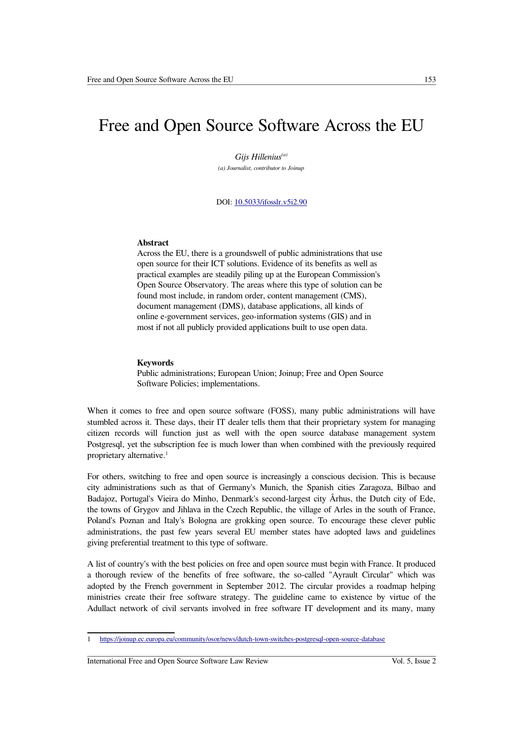# Free and Open Source Software Across the EU

*Gijs Hillenius*[(a)]

*(a) Journalist, contributor to Joinup*

DOI: [10.5033/ifosslr.v5i2.90](10.5033/ifosslr.v5i2.90)

**Abstract**

Across the EU, there is a groundswell of public administrations that use open source for their ICT solutions. Evidence of its benefits as well as practical examples are steadily piling up at the European Commission's Open Source Observatory. The areas where this type of solution can be found most include, in random order, content management (CMS), document management (DMS), database applications, all kinds of online e-government services, geo-information systems (GIS) and in most if not all publicly provided applications built to use open data.

**Keywords**

Public administrations; European Union; Joinup; Free and Open Source Software Policies; implementations.

When it comes to free and open source software (FOSS), many public administrations will have stumbled across it. These days, their IT dealer tells them that their proprietary system for managing citizen records will function just as well with the open source database management system Postgresql, yet the subscription fee is much lower than when combined with the previously required proprietary alternative.[1]

For others, switching to free and open source is increasingly a conscious decision. This is because city administrations such as that of Germany's Munich, the Spanish cities Zaragoza, Bilbao and Badajoz, Portugal's Vieira do Minho, Denmark's second-largest city Århus, the Dutch city of Ede, the towns of Grygov and Jihlava in the Czech Republic, the village of Arles in the south of France, Poland's Poznan and Italy's Bologna are grokking open source. To encourage these clever public administrations, the past few years several EU member states have adopted laws and guidelines giving preferential treatment to this type of software.

A list of country's with the best policies on free and open source must begin with France. It produced a thorough review of the benefits of free software, the so-called "Ayrault Circular" which was adopted by the French government in September 2012. The circular provides a roadmap helping ministries create their free software strategy. The guideline came to existence by virtue of the Adullact network of civil servants involved in free software IT development and its many, many

---

1 https://joinup.ec.europa.eu/community/osor/news/dutch-town-switches-postgresql-open-source-database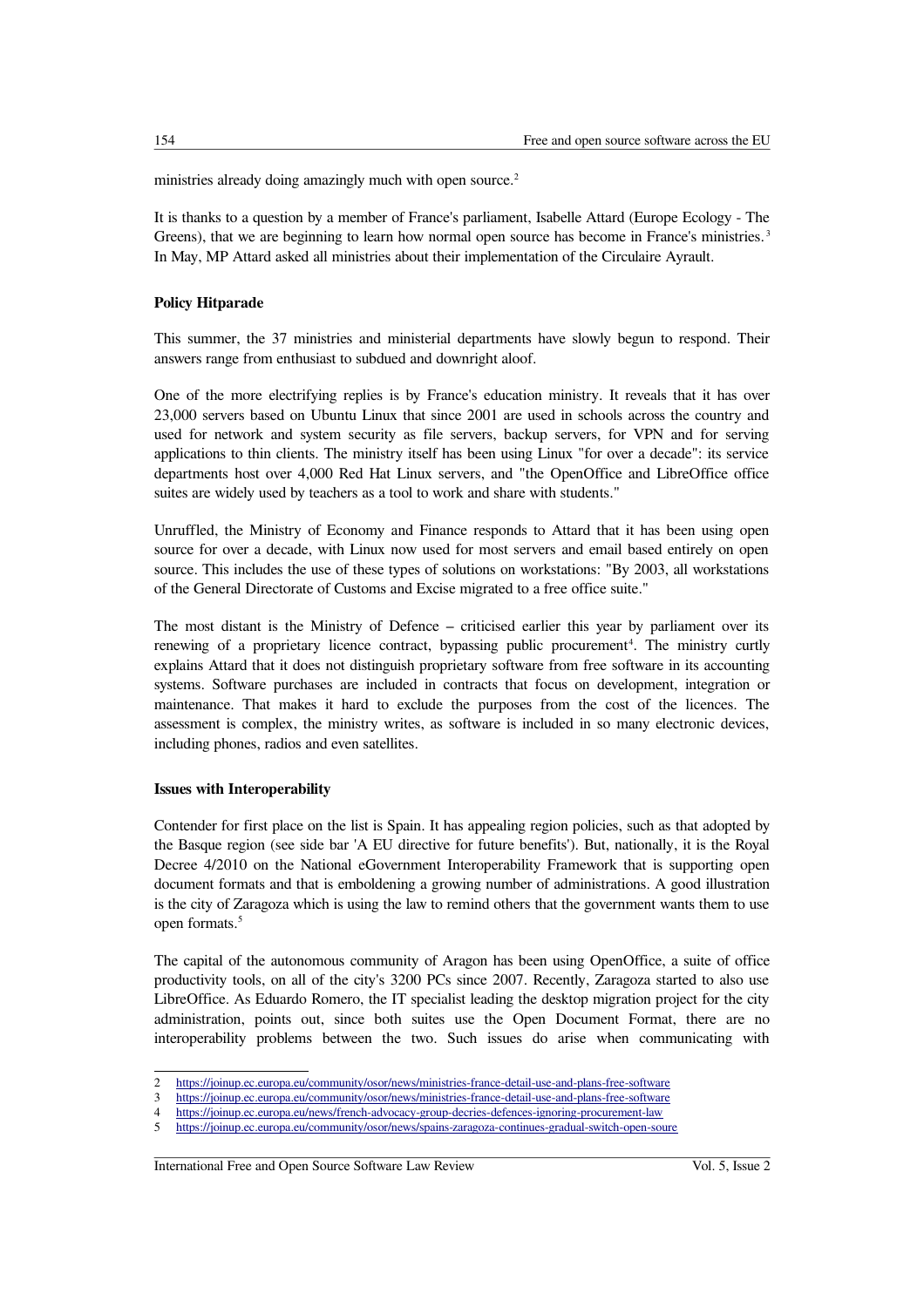ministries already doing amazingly much with open source.[2]

It is thanks to a question by a member of France's parliament, Isabelle Attard (Europe Ecology - The Greens), that we are beginning to learn how normal open source has become in France's ministries.[3] In May, MP Attard asked all ministries about their implementation of the Circulaire Ayrault.

**Policy Hitparade**

This summer, the 37 ministries and ministerial departments have slowly begun to respond. Their answers range from enthusiast to subdued and downright aloof.

One of the more electrifying replies is by France's education ministry. It reveals that it has over 23,000 servers based on Ubuntu Linux that since 2001 are used in schools across the country and used for network and system security as file servers, backup servers, for VPN and for serving applications to thin clients. The ministry itself has been using Linux "for over a decade": its service departments host over 4,000 Red Hat Linux servers, and "the OpenOffice and LibreOffice office suites are widely used by teachers as a tool to work and share with students."

Unruffled, the Ministry of Economy and Finance responds to Attard that it has been using open source for over a decade, with Linux now used for most servers and email based entirely on open source. This includes the use of these types of solutions on workstations: "By 2003, all workstations of the General Directorate of Customs and Excise migrated to a free office suite."

The most distant is the Ministry of Defence – criticised earlier this year by parliament over its renewing of a proprietary licence contract, bypassing public procurement[4]. The ministry curtly explains Attard that it does not distinguish proprietary software from free software in its accounting systems. Software purchases are included in contracts that focus on development, integration or maintenance. That makes it hard to exclude the purposes from the cost of the licences. The assessment is complex, the ministry writes, as software is included in so many electronic devices, including phones, radios and even satellites.

**Issues with Interoperability**

Contender for first place on the list is Spain. It has appealing region policies, such as that adopted by the Basque region (see side bar 'A EU directive for future benefits'). But, nationally, it is the Royal Decree 4/2010 on the National eGovernment Interoperability Framework that is supporting open document formats and that is emboldening a growing number of administrations. A good illustration is the city of Zaragoza which is using the law to remind others that the government wants them to use open formats.[5]

The capital of the autonomous community of Aragon has been using OpenOffice, a suite of office productivity tools, on all of the city's 3200 PCs since 2007. Recently, Zaragoza started to also use LibreOffice. As Eduardo Romero, the IT specialist leading the desktop migration project for the city administration, points out, since both suites use the Open Document Format, there are no interoperability problems between the two. Such issues do arise when communicating with

2 https://joinup.ec.europa.eu/community/osor/news/ministries-france-detail-use-and-plans-free-software
3 https://joinup.ec.europa.eu/community/osor/news/ministries-france-detail-use-and-plans-free-software
4 https://joinup.ec.europa.eu/news/french-advocacy-group-decries-defences-ignoring-procurement-law
5 https://joinup.ec.europa.eu/community/osor/news/spains-zaragoza-continues-gradual-switch-open-soure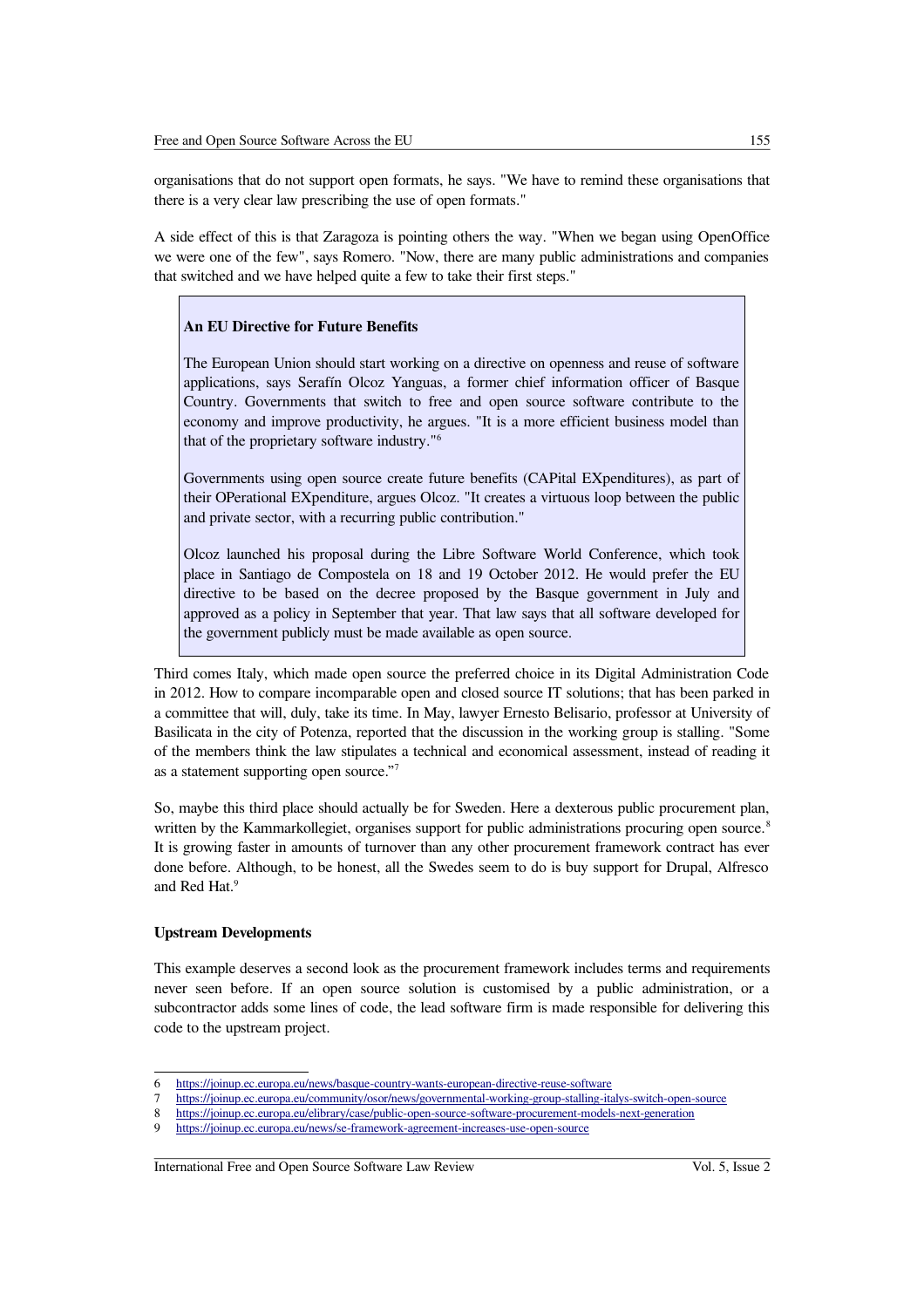organisations that do not support open formats, he says. "We have to remind these organisations that there is a very clear law prescribing the use of open formats."

A side effect of this is that Zaragoza is pointing others the way. "When we began using OpenOffice we were one of the few", says Romero. "Now, there are many public administrations and companies that switched and we have helped quite a few to take their first steps."

> **An EU Directive for Future Benefits**
>
> The European Union should start working on a directive on openness and reuse of software applications, says Serafín Olcoz Yanguas, a former chief information officer of Basque Country. Governments that switch to free and open source software contribute to the economy and improve productivity, he argues. "It is a more efficient business model than that of the proprietary software industry."[6]
>
> Governments using open source create future benefits (CAPital EXpenditures), as part of their OPerational EXpenditure, argues Olcoz. "It creates a virtuous loop between the public and private sector, with a recurring public contribution."
>
> Olcoz launched his proposal during the Libre Software World Conference, which took place in Santiago de Compostela on 18 and 19 October 2012. He would prefer the EU directive to be based on the decree proposed by the Basque government in July and approved as a policy in September that year. That law says that all software developed for the government publicly must be made available as open source.

Third comes Italy, which made open source the preferred choice in its Digital Administration Code in 2012. How to compare incomparable open and closed source IT solutions; that has been parked in a committee that will, duly, take its time. In May, lawyer Ernesto Belisario, professor at University of Basilicata in the city of Potenza, reported that the discussion in the working group is stalling. "Some of the members think the law stipulates a technical and economical assessment, instead of reading it as a statement supporting open source."[7]

So, maybe this third place should actually be for Sweden. Here a dexterous public procurement plan, written by the Kammarkollegiet, organises support for public administrations procuring open source.[8] It is growing faster in amounts of turnover than any other procurement framework contract has ever done before. Although, to be honest, all the Swedes seem to do is buy support for Drupal, Alfresco and Red Hat.[9]

**Upstream Developments**

This example deserves a second look as the procurement framework includes terms and requirements never seen before. If an open source solution is customised by a public administration, or a subcontractor adds some lines of code, the lead software firm is made responsible for delivering this code to the upstream project.

---

6 https://joinup.ec.europa.eu/news/basque-country-wants-european-directive-reuse-software

7 https://joinup.ec.europa.eu/community/osor/news/governmental-working-group-stalling-italys-switch-open-source

8 https://joinup.ec.europa.eu/elibrary/case/public-open-source-software-procurement-models-next-generation

9 https://joinup.ec.europa.eu/news/se-framework-agreement-increases-use-open-source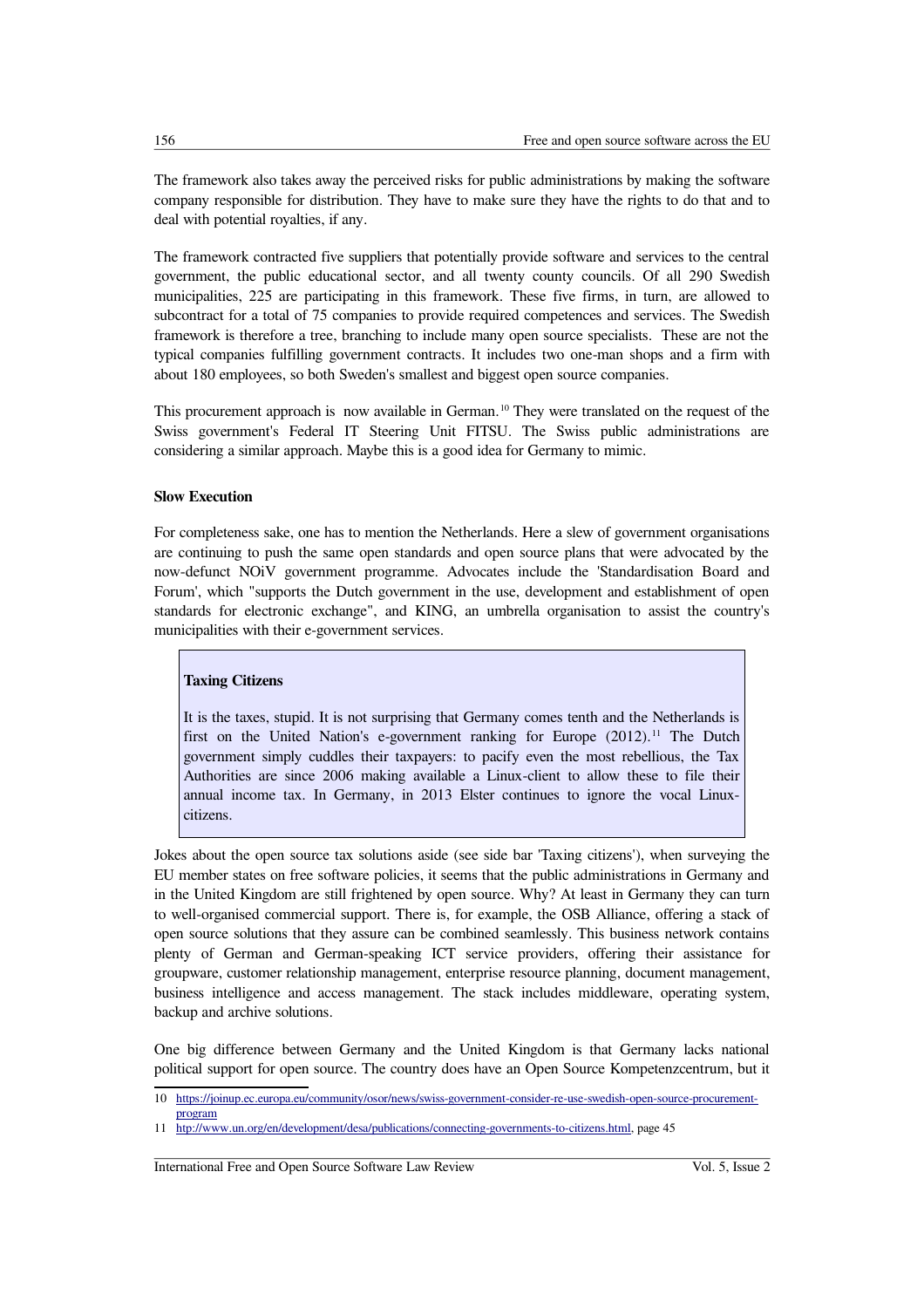The framework also takes away the perceived risks for public administrations by making the software company responsible for distribution. They have to make sure they have the rights to do that and to deal with potential royalties, if any.

The framework contracted five suppliers that potentially provide software and services to the central government, the public educational sector, and all twenty county councils. Of all 290 Swedish municipalities, 225 are participating in this framework. These five firms, in turn, are allowed to subcontract for a total of 75 companies to provide required competences and services. The Swedish framework is therefore a tree, branching to include many open source specialists. These are not the typical companies fulfilling government contracts. It includes two one-man shops and a firm with about 180 employees, so both Sweden's smallest and biggest open source companies.

This procurement approach is now available in German.[10] They were translated on the request of the Swiss government's Federal IT Steering Unit FITSU. The Swiss public administrations are considering a similar approach. Maybe this is a good idea for Germany to mimic.

**Slow Execution**

For completeness sake, one has to mention the Netherlands. Here a slew of government organisations are continuing to push the same open standards and open source plans that were advocated by the now-defunct NOiV government programme. Advocates include the 'Standardisation Board and Forum', which "supports the Dutch government in the use, development and establishment of open standards for electronic exchange", and KING, an umbrella organisation to assist the country's municipalities with their e-government services.

> **Taxing Citizens**
>
> It is the taxes, stupid. It is not surprising that Germany comes tenth and the Netherlands is first on the United Nation's e-government ranking for Europe (2012).[11] The Dutch government simply cuddles their taxpayers: to pacify even the most rebellious, the Tax Authorities are since 2006 making available a Linux-client to allow these to file their annual income tax. In Germany, in 2013 Elster continues to ignore the vocal Linux-citizens.

Jokes about the open source tax solutions aside (see side bar 'Taxing citizens'), when surveying the EU member states on free software policies, it seems that the public administrations in Germany and in the United Kingdom are still frightened by open source. Why? At least in Germany they can turn to well-organised commercial support. There is, for example, the OSB Alliance, offering a stack of open source solutions that they assure can be combined seamlessly. This business network contains plenty of German and German-speaking ICT service providers, offering their assistance for groupware, customer relationship management, enterprise resource planning, document management, business intelligence and access management. The stack includes middleware, operating system, backup and archive solutions.

One big difference between Germany and the United Kingdom is that Germany lacks national political support for open source. The country does have an Open Source Kompetenzcentrum, but it

---

[10] https://joinup.ec.europa.eu/community/osor/news/swiss-government-consider-re-use-swedish-open-source-procurement-program

[11] http://www.un.org/en/development/desa/publications/connecting-governments-to-citizens.html, page 45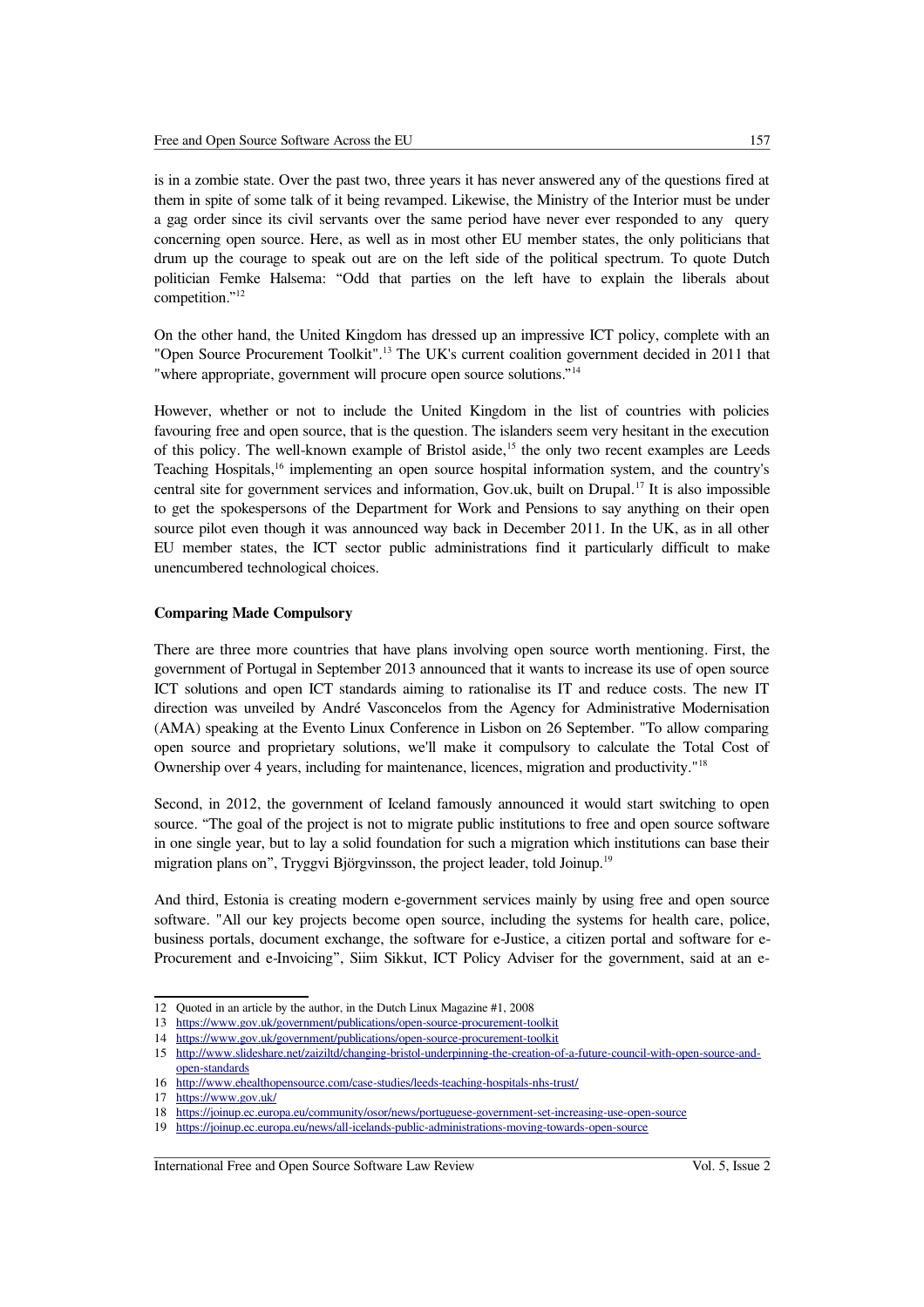is in a zombie state. Over the past two, three years it has never answered any of the questions fired at them in spite of some talk of it being revamped. Likewise, the Ministry of the Interior must be under a gag order since its civil servants over the same period have never ever responded to any query concerning open source. Here, as well as in most other EU member states, the only politicians that drum up the courage to speak out are on the left side of the political spectrum. To quote Dutch politician Femke Halsema: "Odd that parties on the left have to explain the liberals about competition."[12]

On the other hand, the United Kingdom has dressed up an impressive ICT policy, complete with an "Open Source Procurement Toolkit".[13] The UK's current coalition government decided in 2011 that "where appropriate, government will procure open source solutions."[14]

However, whether or not to include the United Kingdom in the list of countries with policies favouring free and open source, that is the question. The islanders seem very hesitant in the execution of this policy. The well-known example of Bristol aside,[15] the only two recent examples are Leeds Teaching Hospitals,[16] implementing an open source hospital information system, and the country's central site for government services and information, Gov.uk, built on Drupal.[17] It is also impossible to get the spokespersons of the Department for Work and Pensions to say anything on their open source pilot even though it was announced way back in December 2011. In the UK, as in all other EU member states, the ICT sector public administrations find it particularly difficult to make unencumbered technological choices.

### Comparing Made Compulsory

There are three more countries that have plans involving open source worth mentioning. First, the government of Portugal in September 2013 announced that it wants to increase its use of open source ICT solutions and open ICT standards aiming to rationalise its IT and reduce costs. The new IT direction was unveiled by André Vasconcelos from the Agency for Administrative Modernisation (AMA) speaking at the Evento Linux Conference in Lisbon on 26 September. "To allow comparing open source and proprietary solutions, we'll make it compulsory to calculate the Total Cost of Ownership over 4 years, including for maintenance, licences, migration and productivity."[18]

Second, in 2012, the government of Iceland famously announced it would start switching to open source. "The goal of the project is not to migrate public institutions to free and open source software in one single year, but to lay a solid foundation for such a migration which institutions can base their migration plans on", Tryggvi Björgvinsson, the project leader, told Joinup.[19]

And third, Estonia is creating modern e-government services mainly by using free and open source software. "All our key projects become open source, including the systems for health care, police, business portals, document exchange, the software for e-Justice, a citizen portal and software for e-Procurement and e-Invoicing", Siim Sikkut, ICT Policy Adviser for the government, said at an e-

---

12 Quoted in an article by the author, in the Dutch Linux Magazine #1, 2008

13 https://www.gov.uk/government/publications/open-source-procurement-toolkit

14 https://www.gov.uk/government/publications/open-source-procurement-toolkit

15 http://www.slideshare.net/zaiziltd/changing-bristol-underpinning-the-creation-of-a-future-council-with-open-source-and-open-standards

16 http://www.ehealthopensource.com/case-studies/leeds-teaching-hospitals-nhs-trust/

17 https://www.gov.uk/

18 https://joinup.ec.europa.eu/community/osor/news/portuguese-government-set-increasing-use-open-source

19 https://joinup.ec.europa.eu/news/all-icelands-public-administrations-moving-towards-open-source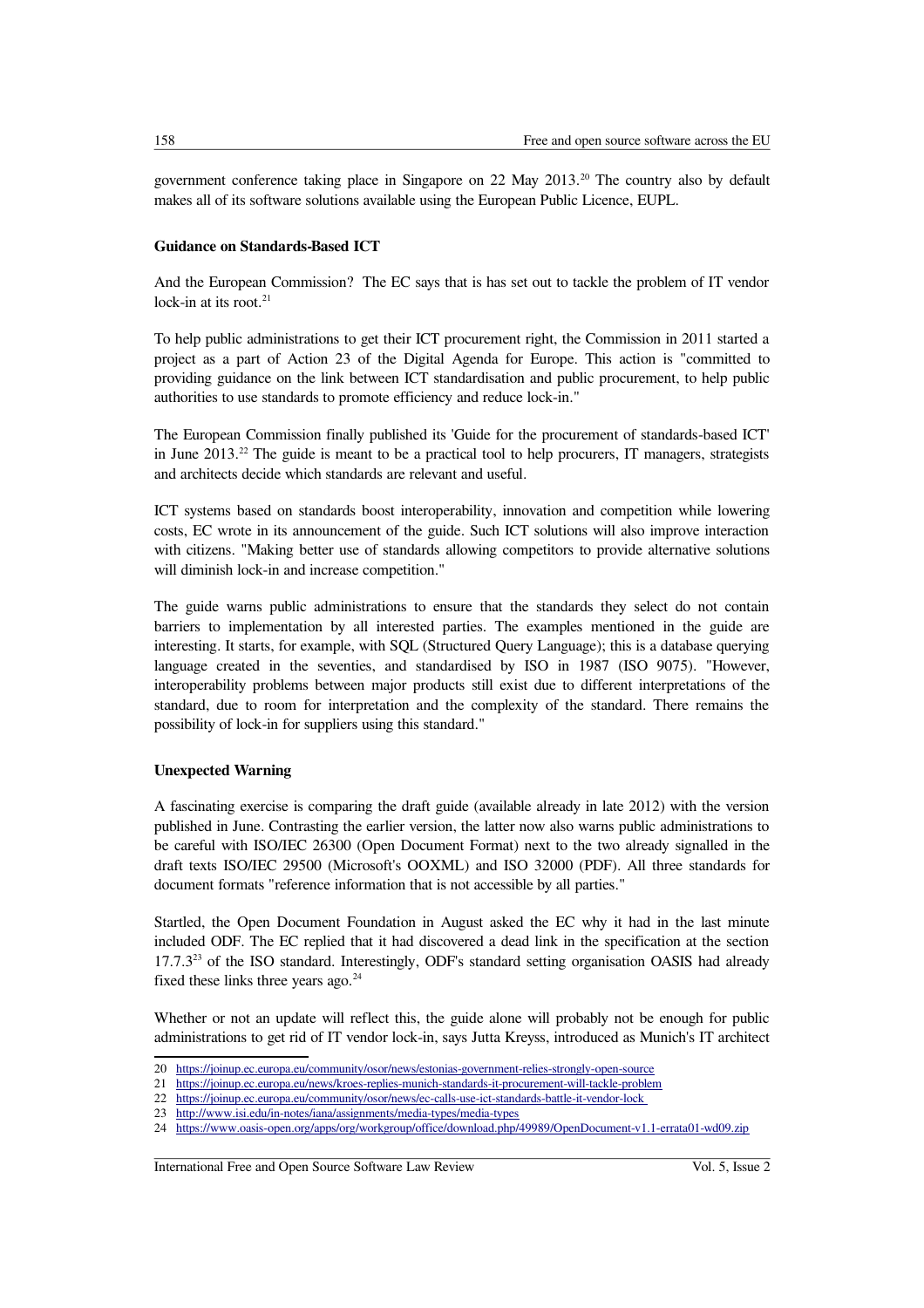government conference taking place in Singapore on 22 May 2013.[20] The country also by default makes all of its software solutions available using the European Public Licence, EUPL.

**Guidance on Standards-Based ICT**

And the European Commission? The EC says that is has set out to tackle the problem of IT vendor lock-in at its root.[21]

To help public administrations to get their ICT procurement right, the Commission in 2011 started a project as a part of Action 23 of the Digital Agenda for Europe. This action is "committed to providing guidance on the link between ICT standardisation and public procurement, to help public authorities to use standards to promote efficiency and reduce lock-in."

The European Commission finally published its 'Guide for the procurement of standards-based ICT' in June 2013.[22] The guide is meant to be a practical tool to help procurers, IT managers, strategists and architects decide which standards are relevant and useful.

ICT systems based on standards boost interoperability, innovation and competition while lowering costs, EC wrote in its announcement of the guide. Such ICT solutions will also improve interaction with citizens. "Making better use of standards allowing competitors to provide alternative solutions will diminish lock-in and increase competition."

The guide warns public administrations to ensure that the standards they select do not contain barriers to implementation by all interested parties. The examples mentioned in the guide are interesting. It starts, for example, with SQL (Structured Query Language); this is a database querying language created in the seventies, and standardised by ISO in 1987 (ISO 9075). "However, interoperability problems between major products still exist due to different interpretations of the standard, due to room for interpretation and the complexity of the standard. There remains the possibility of lock-in for suppliers using this standard."

**Unexpected Warning**

A fascinating exercise is comparing the draft guide (available already in late 2012) with the version published in June. Contrasting the earlier version, the latter now also warns public administrations to be careful with ISO/IEC 26300 (Open Document Format) next to the two already signalled in the draft texts ISO/IEC 29500 (Microsoft's OOXML) and ISO 32000 (PDF). All three standards for document formats "reference information that is not accessible by all parties."

Startled, the Open Document Foundation in August asked the EC why it had in the last minute included ODF. The EC replied that it had discovered a dead link in the specification at the section 17.7.3[23] of the ISO standard. Interestingly, ODF's standard setting organisation OASIS had already fixed these links three years ago.[24]

Whether or not an update will reflect this, the guide alone will probably not be enough for public administrations to get rid of IT vendor lock-in, says Jutta Kreyss, introduced as Munich's IT architect

---

20 https://joinup.ec.europa.eu/community/osor/news/estonias-government-relies-strongly-open-source

21 https://joinup.ec.europa.eu/news/kroes-replies-munich-standards-it-procurement-will-tackle-problem

22 https://joinup.ec.europa.eu/community/osor/news/ec-calls-use-ict-standards-battle-it-vendor-lock

23 http://www.isi.edu/in-notes/iana/assignments/media-types/media-types

24 https://www.oasis-open.org/apps/org/workgroup/office/download.php/49989/OpenDocument-v1.1-errata01-wd09.zip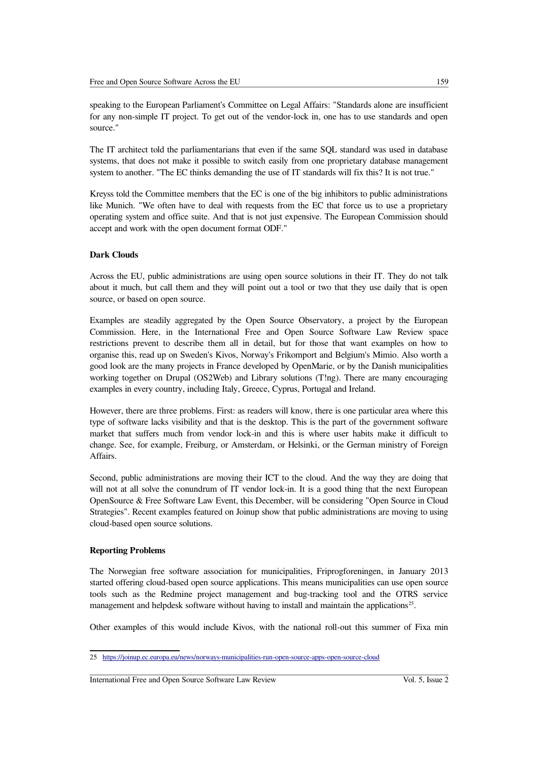speaking to the European Parliament's Committee on Legal Affairs: "Standards alone are insufficient for any non-simple IT project. To get out of the vendor-lock in, one has to use standards and open source."

The IT architect told the parliamentarians that even if the same SQL standard was used in database systems, that does not make it possible to switch easily from one proprietary database management system to another. "The EC thinks demanding the use of IT standards will fix this? It is not true."

Kreyss told the Committee members that the EC is one of the big inhibitors to public administrations like Munich. "We often have to deal with requests from the EC that force us to use a proprietary operating system and office suite. And that is not just expensive. The European Commission should accept and work with the open document format ODF."

### Dark Clouds

Across the EU, public administrations are using open source solutions in their IT. They do not talk about it much, but call them and they will point out a tool or two that they use daily that is open source, or based on open source.

Examples are steadily aggregated by the Open Source Observatory, a project by the European Commission. Here, in the International Free and Open Source Software Law Review space restrictions prevent to describe them all in detail, but for those that want examples on how to organise this, read up on Sweden's Kivos, Norway's Frikomport and Belgium's Mimio. Also worth a good look are the many projects in France developed by OpenMarie, or by the Danish municipalities working together on Drupal (OS2Web) and Library solutions (T!ng). There are many encouraging examples in every country, including Italy, Greece, Cyprus, Portugal and Ireland.

However, there are three problems. First: as readers will know, there is one particular area where this type of software lacks visibility and that is the desktop. This is the part of the government software market that suffers much from vendor lock-in and this is where user habits make it difficult to change. See, for example, Freiburg, or Amsterdam, or Helsinki, or the German ministry of Foreign Affairs.

Second, public administrations are moving their ICT to the cloud. And the way they are doing that will not at all solve the conundrum of IT vendor lock-in. It is a good thing that the next European OpenSource & Free Software Law Event, this December, will be considering "Open Source in Cloud Strategies". Recent examples featured on Joinup show that public administrations are moving to using cloud-based open source solutions.

### Reporting Problems

The Norwegian free software association for municipalities, Friprogforeningen, in January 2013 started offering cloud-based open source applications. This means municipalities can use open source tools such as the Redmine project management and bug-tracking tool and the OTRS service management and helpdesk software without having to install and maintain the applications[25].

Other examples of this would include Kivos, with the national roll-out this summer of Fixa min

---

25 https://joinup.ec.europa.eu/news/norways-municipalities-run-open-source-apps-open-source-cloud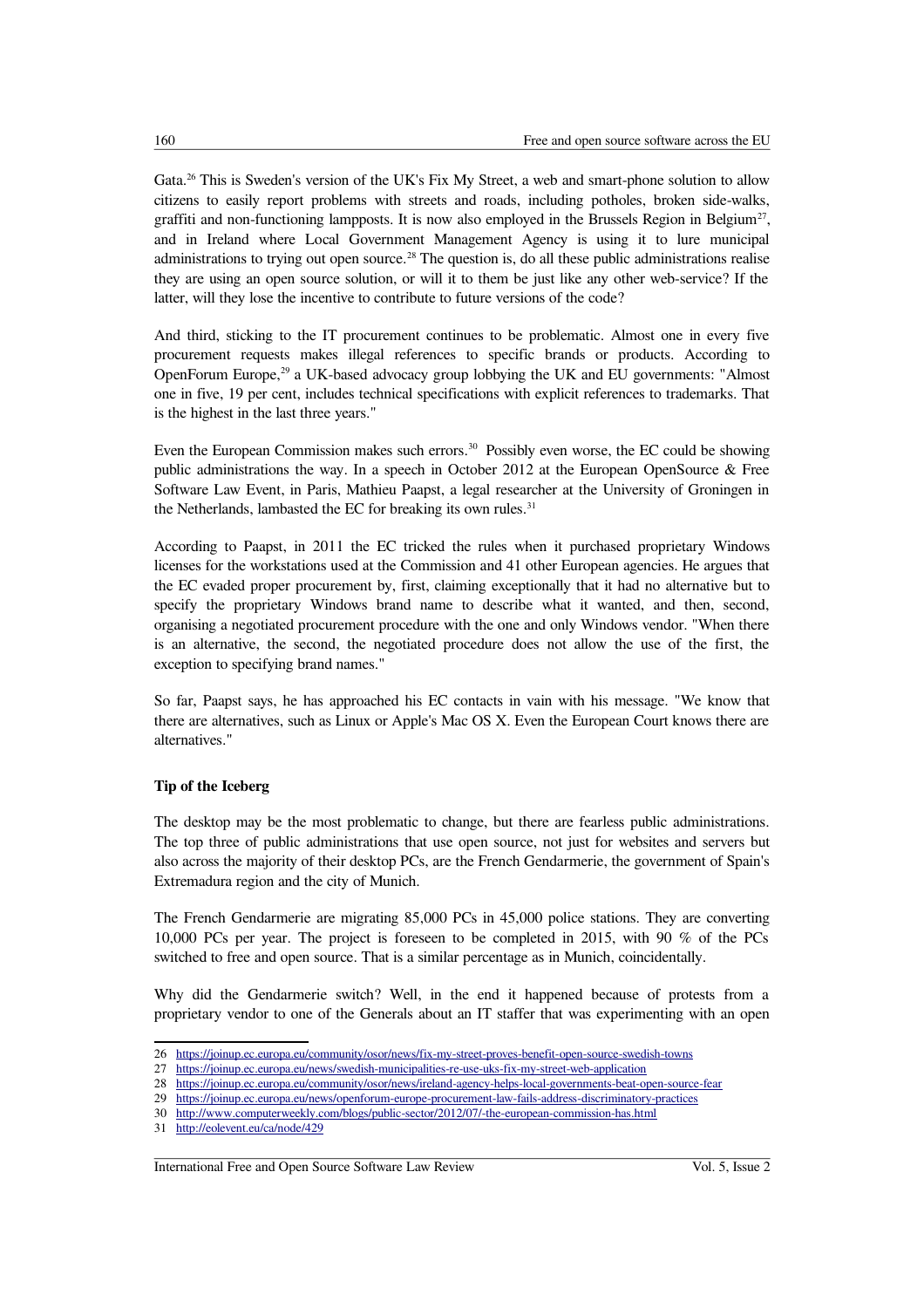Gata.[26] This is Sweden's version of the UK's Fix My Street, a web and smart-phone solution to allow citizens to easily report problems with streets and roads, including potholes, broken side-walks, graffiti and non-functioning lampposts. It is now also employed in the Brussels Region in Belgium[27], and in Ireland where Local Government Management Agency is using it to lure municipal administrations to trying out open source.[28] The question is, do all these public administrations realise they are using an open source solution, or will it to them be just like any other web-service? If the latter, will they lose the incentive to contribute to future versions of the code?

And third, sticking to the IT procurement continues to be problematic. Almost one in every five procurement requests makes illegal references to specific brands or products. According to OpenForum Europe,[29] a UK-based advocacy group lobbying the UK and EU governments: "Almost one in five, 19 per cent, includes technical specifications with explicit references to trademarks. That is the highest in the last three years."

Even the European Commission makes such errors.[30] Possibly even worse, the EC could be showing public administrations the way. In a speech in October 2012 at the European OpenSource & Free Software Law Event, in Paris, Mathieu Paapst, a legal researcher at the University of Groningen in the Netherlands, lambasted the EC for breaking its own rules.[31]

According to Paapst, in 2011 the EC tricked the rules when it purchased proprietary Windows licenses for the workstations used at the Commission and 41 other European agencies. He argues that the EC evaded proper procurement by, first, claiming exceptionally that it had no alternative but to specify the proprietary Windows brand name to describe what it wanted, and then, second, organising a negotiated procurement procedure with the one and only Windows vendor. "When there is an alternative, the second, the negotiated procedure does not allow the use of the first, the exception to specifying brand names."

So far, Paapst says, he has approached his EC contacts in vain with his message. "We know that there are alternatives, such as Linux or Apple's Mac OS X. Even the European Court knows there are alternatives."

**Tip of the Iceberg**

The desktop may be the most problematic to change, but there are fearless public administrations. The top three of public administrations that use open source, not just for websites and servers but also across the majority of their desktop PCs, are the French Gendarmerie, the government of Spain's Extremadura region and the city of Munich.

The French Gendarmerie are migrating 85,000 PCs in 45,000 police stations. They are converting 10,000 PCs per year. The project is foreseen to be completed in 2015, with 90 % of the PCs switched to free and open source. That is a similar percentage as in Munich, coincidentally.

Why did the Gendarmerie switch? Well, in the end it happened because of protests from a proprietary vendor to one of the Generals about an IT staffer that was experimenting with an open

---

26 https://joinup.ec.europa.eu/community/osor/news/fix-my-street-proves-benefit-open-source-swedish-towns

27 https://joinup.ec.europa.eu/news/swedish-municipalities-re-use-uks-fix-my-street-web-application

28 https://joinup.ec.europa.eu/community/osor/news/ireland-agency-helps-local-governments-beat-open-source-fear

29 https://joinup.ec.europa.eu/news/openforum-europe-procurement-law-fails-address-discriminatory-practices

30 http://www.computerweekly.com/blogs/public-sector/2012/07/-the-european-commission-has.html

31 http://eolevent.eu/ca/node/429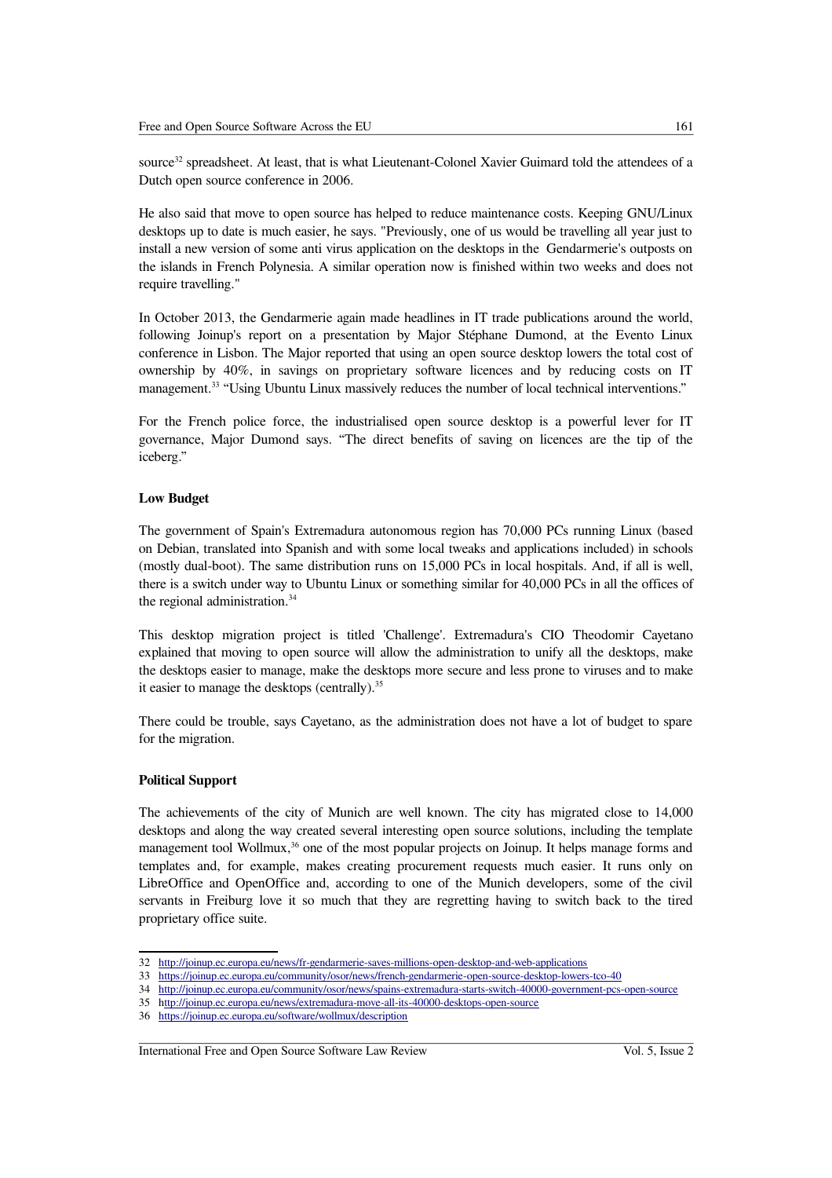source[32] spreadsheet. At least, that is what Lieutenant-Colonel Xavier Guimard told the attendees of a Dutch open source conference in 2006.

He also said that move to open source has helped to reduce maintenance costs. Keeping GNU/Linux desktops up to date is much easier, he says. "Previously, one of us would be travelling all year just to install a new version of some anti virus application on the desktops in the Gendarmerie's outposts on the islands in French Polynesia. A similar operation now is finished within two weeks and does not require travelling."

In October 2013, the Gendarmerie again made headlines in IT trade publications around the world, following Joinup's report on a presentation by Major Stéphane Dumond, at the Evento Linux conference in Lisbon. The Major reported that using an open source desktop lowers the total cost of ownership by 40%, in savings on proprietary software licences and by reducing costs on IT management.[33] "Using Ubuntu Linux massively reduces the number of local technical interventions."

For the French police force, the industrialised open source desktop is a powerful lever for IT governance, Major Dumond says. "The direct benefits of saving on licences are the tip of the iceberg."

**Low Budget**

The government of Spain's Extremadura autonomous region has 70,000 PCs running Linux (based on Debian, translated into Spanish and with some local tweaks and applications included) in schools (mostly dual-boot). The same distribution runs on 15,000 PCs in local hospitals. And, if all is well, there is a switch under way to Ubuntu Linux or something similar for 40,000 PCs in all the offices of the regional administration.[34]

This desktop migration project is titled 'Challenge'. Extremadura's CIO Theodomir Cayetano explained that moving to open source will allow the administration to unify all the desktops, make the desktops easier to manage, make the desktops more secure and less prone to viruses and to make it easier to manage the desktops (centrally).[35]

There could be trouble, says Cayetano, as the administration does not have a lot of budget to spare for the migration.

**Political Support**

The achievements of the city of Munich are well known. The city has migrated close to 14,000 desktops and along the way created several interesting open source solutions, including the template management tool Wollmux,[36] one of the most popular projects on Joinup. It helps manage forms and templates and, for example, makes creating procurement requests much easier. It runs only on LibreOffice and OpenOffice and, according to one of the Munich developers, some of the civil servants in Freiburg love it so much that they are regretting having to switch back to the tired proprietary office suite.

---

32 http://joinup.ec.europa.eu/news/fr-gendarmerie-saves-millions-open-desktop-and-web-applications

33 https://joinup.ec.europa.eu/community/osor/news/french-gendarmerie-open-source-desktop-lowers-tco-40

34 http://joinup.ec.europa.eu/community/osor/news/spains-extremadura-starts-switch-40000-government-pcs-open-source

35 http://joinup.ec.europa.eu/news/extremadura-move-all-its-40000-desktops-open-source

36 https://joinup.ec.europa.eu/software/wollmux/description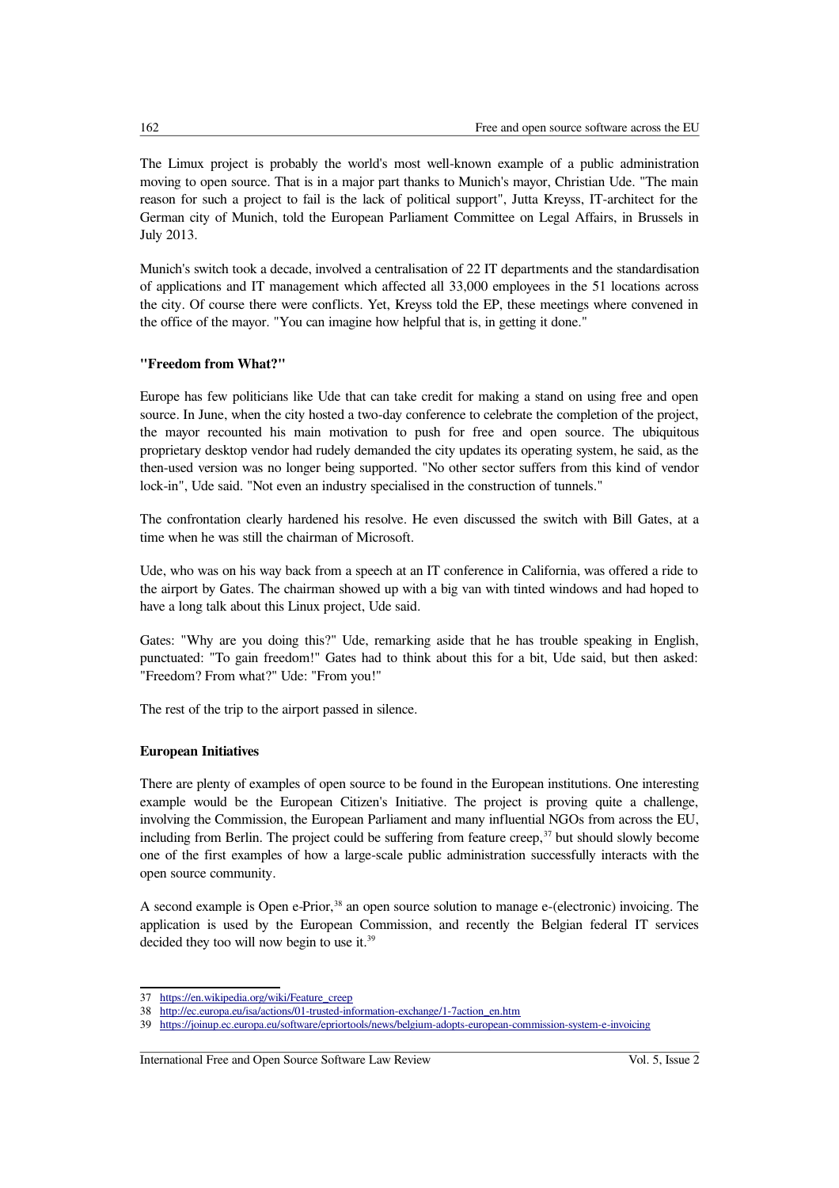The Limux project is probably the world's most well-known example of a public administration moving to open source. That is in a major part thanks to Munich's mayor, Christian Ude. "The main reason for such a project to fail is the lack of political support", Jutta Kreyss, IT-architect for the German city of Munich, told the European Parliament Committee on Legal Affairs, in Brussels in July 2013.

Munich's switch took a decade, involved a centralisation of 22 IT departments and the standardisation of applications and IT management which affected all 33,000 employees in the 51 locations across the city. Of course there were conflicts. Yet, Kreyss told the EP, these meetings where convened in the office of the mayor. "You can imagine how helpful that is, in getting it done."

### "Freedom from What?"

Europe has few politicians like Ude that can take credit for making a stand on using free and open source. In June, when the city hosted a two-day conference to celebrate the completion of the project, the mayor recounted his main motivation to push for free and open source. The ubiquitous proprietary desktop vendor had rudely demanded the city updates its operating system, he said, as the then-used version was no longer being supported. "No other sector suffers from this kind of vendor lock-in", Ude said. "Not even an industry specialised in the construction of tunnels."

The confrontation clearly hardened his resolve. He even discussed the switch with Bill Gates, at a time when he was still the chairman of Microsoft.

Ude, who was on his way back from a speech at an IT conference in California, was offered a ride to the airport by Gates. The chairman showed up with a big van with tinted windows and had hoped to have a long talk about this Linux project, Ude said.

Gates: "Why are you doing this?" Ude, remarking aside that he has trouble speaking in English, punctuated: "To gain freedom!" Gates had to think about this for a bit, Ude said, but then asked: "Freedom? From what?" Ude: "From you!"

The rest of the trip to the airport passed in silence.

### European Initiatives

There are plenty of examples of open source to be found in the European institutions. One interesting example would be the European Citizen's Initiative. The project is proving quite a challenge, involving the Commission, the European Parliament and many influential NGOs from across the EU, including from Berlin. The project could be suffering from feature creep,[37] but should slowly become one of the first examples of how a large-scale public administration successfully interacts with the open source community.

A second example is Open e-Prior,[38] an open source solution to manage e-(electronic) invoicing. The application is used by the European Commission, and recently the Belgian federal IT services decided they too will now begin to use it.[39]

---

37 https://en.wikipedia.org/wiki/Feature_creep

38 http://ec.europa.eu/isa/actions/01-trusted-information-exchange/1-7action_en.htm

39 https://joinup.ec.europa.eu/software/epriortools/news/belgium-adopts-european-commission-system-e-invoicing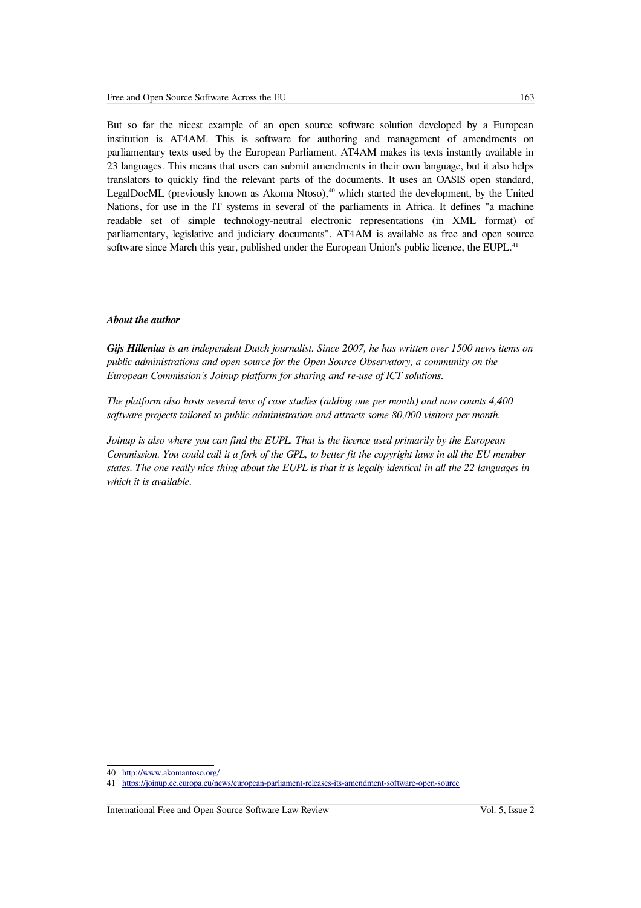But so far the nicest example of an open source software solution developed by a European institution is AT4AM. This is software for authoring and management of amendments on parliamentary texts used by the European Parliament. AT4AM makes its texts instantly available in 23 languages. This means that users can submit amendments in their own language, but it also helps translators to quickly find the relevant parts of the documents. It uses an OASIS open standard, LegalDocML (previously known as Akoma Ntoso),[40] which started the development, by the United Nations, for use in the IT systems in several of the parliaments in Africa. It defines "a machine readable set of simple technology-neutral electronic representations (in XML format) of parliamentary, legislative and judiciary documents". AT4AM is available as free and open source software since March this year, published under the European Union's public licence, the EUPL.[41]

***About the author***

***Gijs Hillenius*** *is an independent Dutch journalist. Since 2007, he has written over 1500 news items on public administrations and open source for the Open Source Observatory, a community on the European Commission's Joinup platform for sharing and re-use of ICT solutions.*

*The platform also hosts several tens of case studies (adding one per month) and now counts 4,400 software projects tailored to public administration and attracts some 80,000 visitors per month.*

*Joinup is also where you can find the EUPL. That is the licence used primarily by the European Commission. You could call it a fork of the GPL, to better fit the copyright laws in all the EU member states. The one really nice thing about the EUPL is that it is legally identical in all the 22 languages in which it is available.*

---

40 http://www.akomantoso.org/

41 https://joinup.ec.europa.eu/news/european-parliament-releases-its-amendment-software-open-source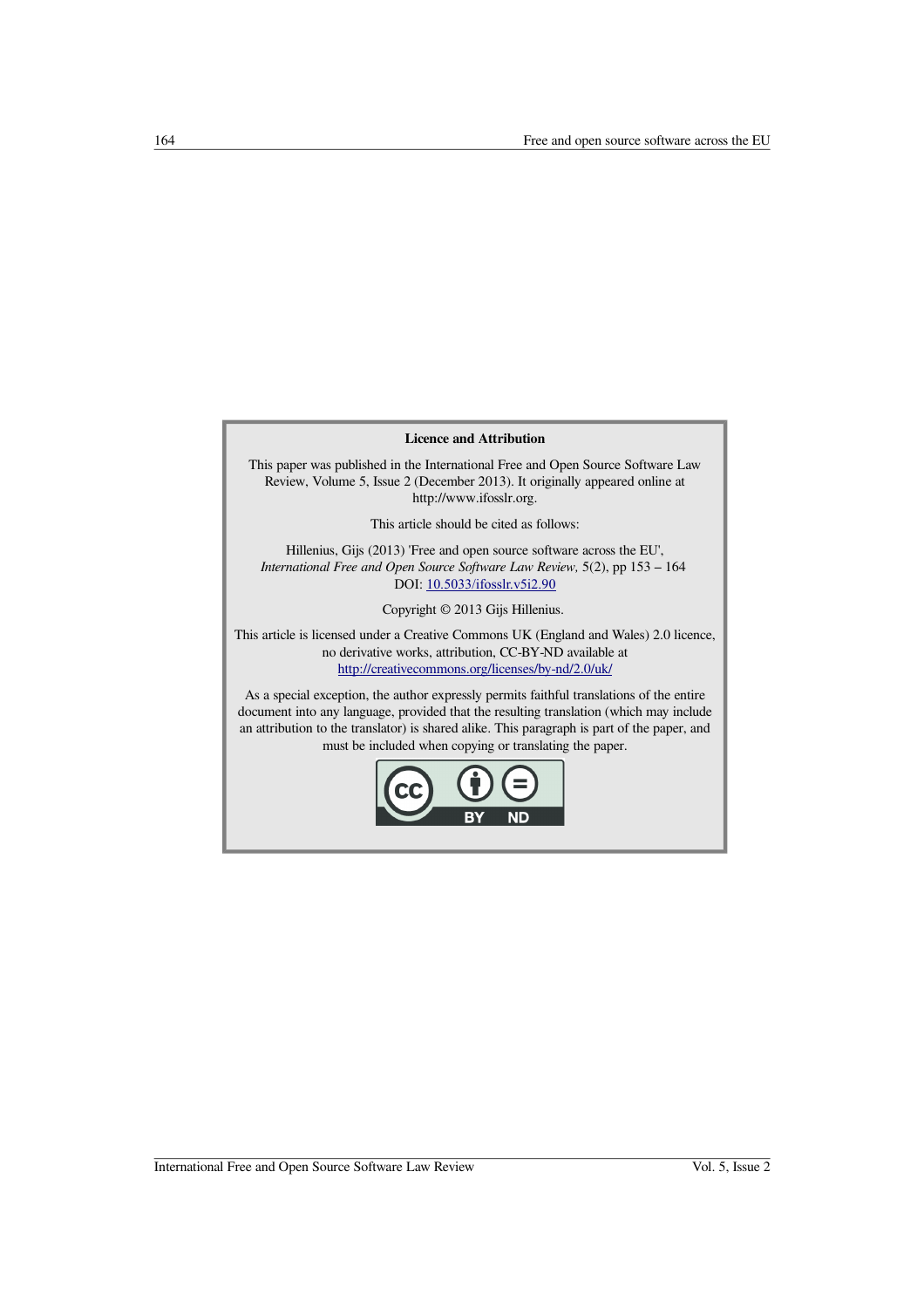**Licence and Attribution**

This paper was published in the International Free and Open Source Software Law Review, Volume 5, Issue 2 (December 2013). It originally appeared online at http://www.ifosslr.org.

This article should be cited as follows:

Hillenius, Gijs (2013) 'Free and open source software across the EU', *International Free and Open Source Software Law Review,* 5(2), pp 153 – 164
DOI: 10.5033/ifosslr.v5i2.90

Copyright © 2013 Gijs Hillenius.

This article is licensed under a Creative Commons UK (England and Wales) 2.0 licence, no derivative works, attribution, CC-BY-ND available at
http://creativecommons.org/licenses/by-nd/2.0/uk/

As a special exception, the author expressly permits faithful translations of the entire document into any language, provided that the resulting translation (which may include an attribution to the translator) is shared alike. This paragraph is part of the paper, and must be included when copying or translating the paper.